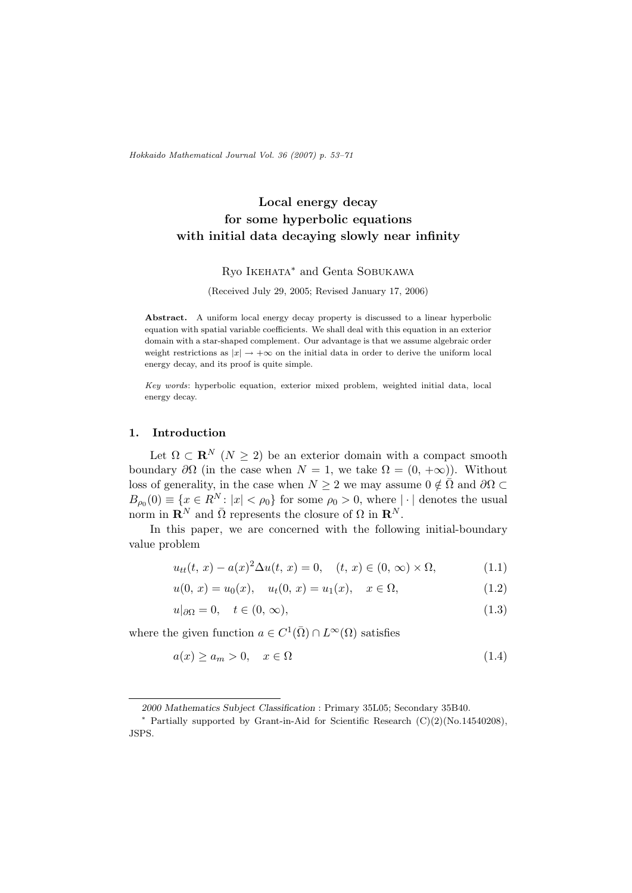# Local energy decay for some hyperbolic equations with initial data decaying slowly near infinity

Ryo Ikehata* and Genta Sobukawa

(Received July 29, 2005; Revised January 17, 2006)

**Abstract.** A uniform local energy decay property is discussed to a linear hyperbolic equation with spatial variable coefficients. We shall deal with this equation in an exterior domain with a star-shaped complement. Our advantage is that we assume algebraic order weight restrictions as $|x| \to +\infty$ on the initial data in order to derive the uniform local energy decay, and its proof is quite simple.

*Key words*: hyperbolic equation, exterior mixed problem, weighted initial data, local energy decay.

## 1. Introduction

Let $\Omega \subset \mathbf{R}^N$ ($N \geq 2$) be an exterior domain with a compact smooth boundary $\partial\Omega$ (in the case when $N = 1$, we take $\Omega = (0, +\infty)$). Without loss of generality, in the case when $N \geq 2$ we may assume $0 \notin \bar{\Omega}$ and $\partial\Omega \subset B_{\rho_0}(0) \equiv \{x \in R^N : |x| < \rho_0\}$ for some $\rho_0 > 0$, where $|\cdot|$ denotes the usual norm in $\mathbf{R}^N$ and $\bar{\Omega}$ represents the closure of $\Omega$ in $\mathbf{R}^N$.

In this paper, we are concerned with the following initial-boundary value problem

$$u_{tt}(t, x) - a(x)^2 \Delta u(t, x) = 0, \quad (t, x) \in (0, \infty) \times \Omega, \tag{1.1}$$

$$u(0, x) = u_0(x), \quad u_t(0, x) = u_1(x), \quad x \in \Omega, \tag{1.2}$$

$$u|_{\partial\Omega} = 0, \quad t \in (0, \infty), \tag{1.3}$$

where the given function $a \in C^1(\bar{\Omega}) \cap L^\infty(\Omega)$ satisfies

$$a(x) \geq a_m > 0, \quad x \in \Omega \tag{1.4}$$

---

*2000 Mathematics Subject Classification* : Primary 35L05; Secondary 35B40.

* Partially supported by Grant-in-Aid for Scientific Research (C)(2)(No.14540208), JSPS.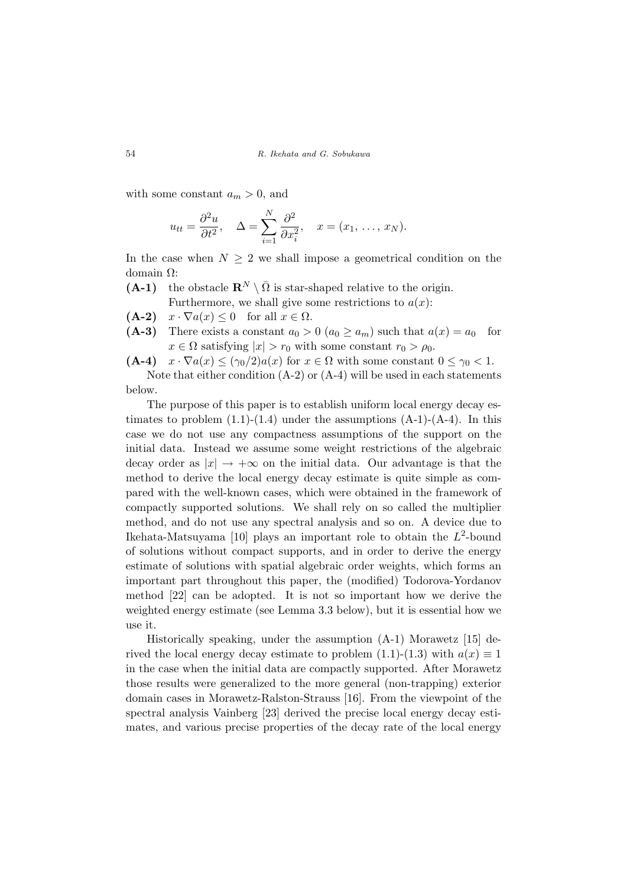with some constant $a_m > 0$, and

$$u_{tt} = \frac{\partial^2 u}{\partial t^2}, \quad \Delta = \sum_{i=1}^{N} \frac{\partial^2}{\partial x_i^2}, \quad x = (x_1, \ldots, x_N).$$

In the case when $N \geq 2$ we shall impose a geometrical condition on the domain $\Omega$:

**(A-1)** the obstacle $\mathbf{R}^N \setminus \bar{\Omega}$ is star-shaped relative to the origin.

Furthermore, we shall give some restrictions to $a(x)$:

**(A-2)** $x \cdot \nabla a(x) \leq 0$ for all $x \in \Omega$.

**(A-3)** There exists a constant $a_0 > 0$ ($a_0 \geq a_m$) such that $a(x) = a_0$ for $x \in \Omega$ satisfying $|x| > r_0$ with some constant $r_0 > \rho_0$.

**(A-4)** $x \cdot \nabla a(x) \leq (\gamma_0/2)a(x)$ for $x \in \Omega$ with some constant $0 \leq \gamma_0 < 1$.

Note that either condition (A-2) or (A-4) will be used in each statements below.

The purpose of this paper is to establish uniform local energy decay estimates to problem (1.1)-(1.4) under the assumptions (A-1)-(A-4). In this case we do not use any compactness assumptions of the support on the initial data. Instead we assume some weight restrictions of the algebraic decay order as $|x| \to +\infty$ on the initial data. Our advantage is that the method to derive the local energy decay estimate is quite simple as compared with the well-known cases, which were obtained in the framework of compactly supported solutions. We shall rely on so called the multiplier method, and do not use any spectral analysis and so on. A device due to Ikehata-Matsuyama [10] plays an important role to obtain the $L^2$-bound of solutions without compact supports, and in order to derive the energy estimate of solutions with spatial algebraic order weights, which forms an important part throughout this paper, the (modified) Todorova-Yordanov method [22] can be adopted. It is not so important how we derive the weighted energy estimate (see Lemma 3.3 below), but it is essential how we use it.

Historically speaking, under the assumption (A-1) Morawetz [15] derived the local energy decay estimate to problem (1.1)-(1.3) with $a(x) \equiv 1$ in the case when the initial data are compactly supported. After Morawetz those results were generalized to the more general (non-trapping) exterior domain cases in Morawetz-Ralston-Strauss [16]. From the viewpoint of the spectral analysis Vainberg [23] derived the precise local energy decay estimates, and various precise properties of the decay rate of the local energy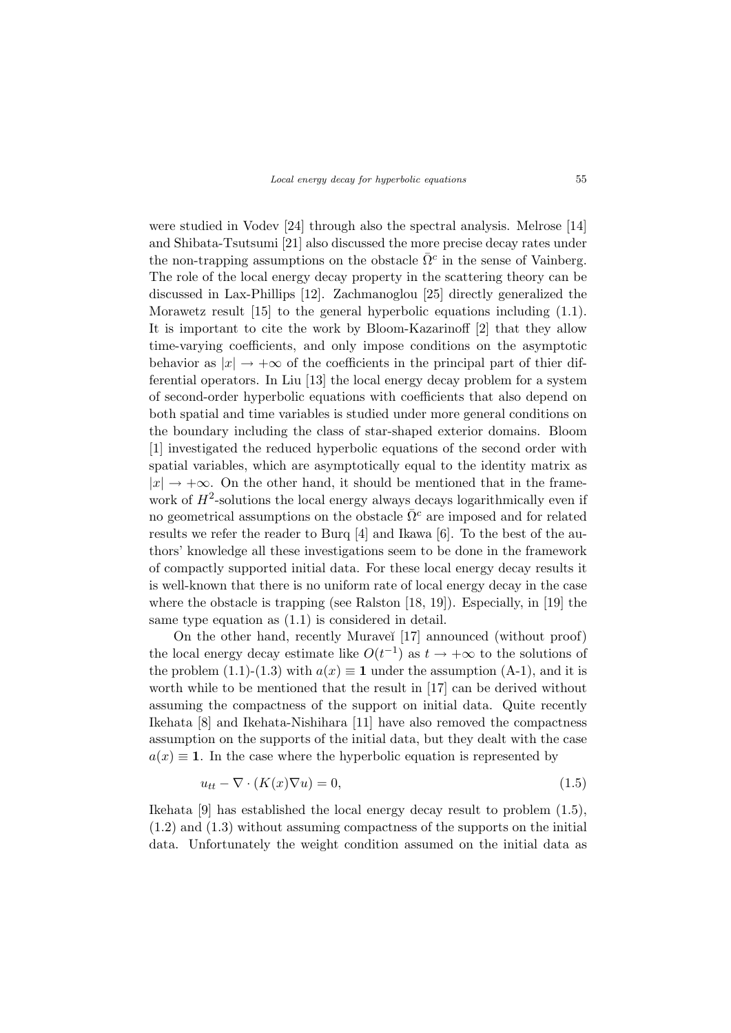were studied in Vodev [24] through also the spectral analysis. Melrose [14] and Shibata-Tsutsumi [21] also discussed the more precise decay rates under the non-trapping assumptions on the obstacle $\bar{\Omega}^c$ in the sense of Vainberg. The role of the local energy decay property in the scattering theory can be discussed in Lax-Phillips [12]. Zachmanoglou [25] directly generalized the Morawetz result [15] to the general hyperbolic equations including (1.1). It is important to cite the work by Bloom-Kazarinoff [2] that they allow time-varying coefficients, and only impose conditions on the asymptotic behavior as $|x| \to +\infty$ of the coefficients in the principal part of thier differential operators. In Liu [13] the local energy decay problem for a system of second-order hyperbolic equations with coefficients that also depend on both spatial and time variables is studied under more general conditions on the boundary including the class of star-shaped exterior domains. Bloom [1] investigated the reduced hyperbolic equations of the second order with spatial variables, which are asymptotically equal to the identity matrix as $|x| \to +\infty$. On the other hand, it should be mentioned that in the framework of $H^2$-solutions the local energy always decays logarithmically even if no geometrical assumptions on the obstacle $\bar{\Omega}^c$ are imposed and for related results we refer the reader to Burq [4] and Ikawa [6]. To the best of the authors' knowledge all these investigations seem to be done in the framework of compactly supported initial data. For these local energy decay results it is well-known that there is no uniform rate of local energy decay in the case where the obstacle is trapping (see Ralston [18, 19]). Especially, in [19] the same type equation as (1.1) is considered in detail.

On the other hand, recently Muraveĭ [17] announced (without proof) the local energy decay estimate like $O(t^{-1})$ as $t \to +\infty$ to the solutions of the problem (1.1)-(1.3) with $a(x) \equiv \mathbf{1}$ under the assumption (A-1), and it is worth while to be mentioned that the result in [17] can be derived without assuming the compactness of the support on initial data. Quite recently Ikehata [8] and Ikehata-Nishihara [11] have also removed the compactness assumption on the supports of the initial data, but they dealt with the case $a(x) \equiv \mathbf{1}$. In the case where the hyperbolic equation is represented by

$$u_{tt} - \nabla \cdot (K(x)\nabla u) = 0, \tag{1.5}$$

Ikehata [9] has established the local energy decay result to problem (1.5), (1.2) and (1.3) without assuming compactness of the supports on the initial data. Unfortunately the weight condition assumed on the initial data as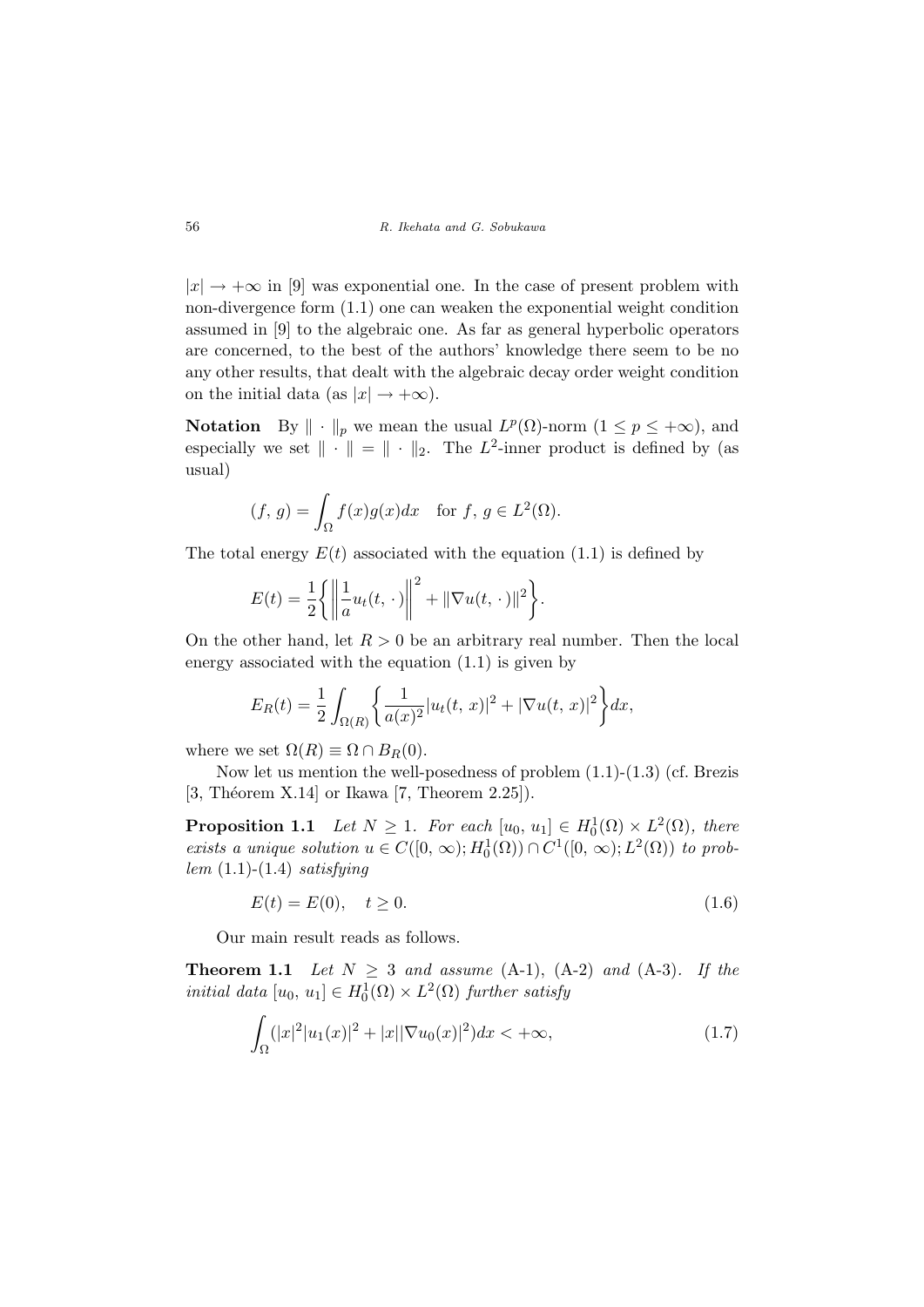$|x| \to +\infty$ in [9] was exponential one. In the case of present problem with non-divergence form (1.1) one can weaken the exponential weight condition assumed in [9] to the algebraic one. As far as general hyperbolic operators are concerned, to the best of the authors' knowledge there seem to be no any other results, that dealt with the algebraic decay order weight condition on the initial data (as $|x| \to +\infty$).

**Notation** By $\|\cdot\|_p$ we mean the usual $L^p(\Omega)$-norm ($1 \leq p \leq +\infty$), and especially we set $\|\cdot\| = \|\cdot\|_2$. The $L^2$-inner product is defined by (as usual)

$$(f, g) = \int_\Omega f(x)g(x)dx \quad \text{for } f,\, g \in L^2(\Omega).$$

The total energy $E(t)$ associated with the equation (1.1) is defined by

$$E(t) = \frac{1}{2}\left\{\left\|\frac{1}{a}u_t(t,\,\cdot)\right\|^2 + \|\nabla u(t,\,\cdot)\|^2\right\}.$$

On the other hand, let $R > 0$ be an arbitrary real number. Then the local energy associated with the equation (1.1) is given by

$$E_R(t) = \frac{1}{2}\int_{\Omega(R)}\left\{\frac{1}{a(x)^2}|u_t(t,\,x)|^2 + |\nabla u(t,\,x)|^2\right\}dx,$$

where we set $\Omega(R) \equiv \Omega \cap B_R(0)$.

Now let us mention the well-posedness of problem (1.1)-(1.3) (cf. Brezis [3, Théorem X.14] or Ikawa [7, Theorem 2.25]).

**Proposition 1.1** *Let $N \geq 1$. For each $[u_0,\, u_1] \in H_0^1(\Omega) \times L^2(\Omega)$, there exists a unique solution $u \in C([0,\,\infty); H_0^1(\Omega)) \cap C^1([0,\,\infty); L^2(\Omega))$ to problem* (1.1)-(1.4) *satisfying*

$$E(t) = E(0), \quad t \geq 0. \tag{1.6}$$

Our main result reads as follows.

**Theorem 1.1** *Let $N \geq 3$ and assume* (A-1), (A-2) *and* (A-3). *If the initial data $[u_0,\, u_1] \in H_0^1(\Omega) \times L^2(\Omega)$ further satisfy*

$$\int_\Omega (|x|^2|u_1(x)|^2 + |x||\nabla u_0(x)|^2)dx < +\infty, \tag{1.7}$$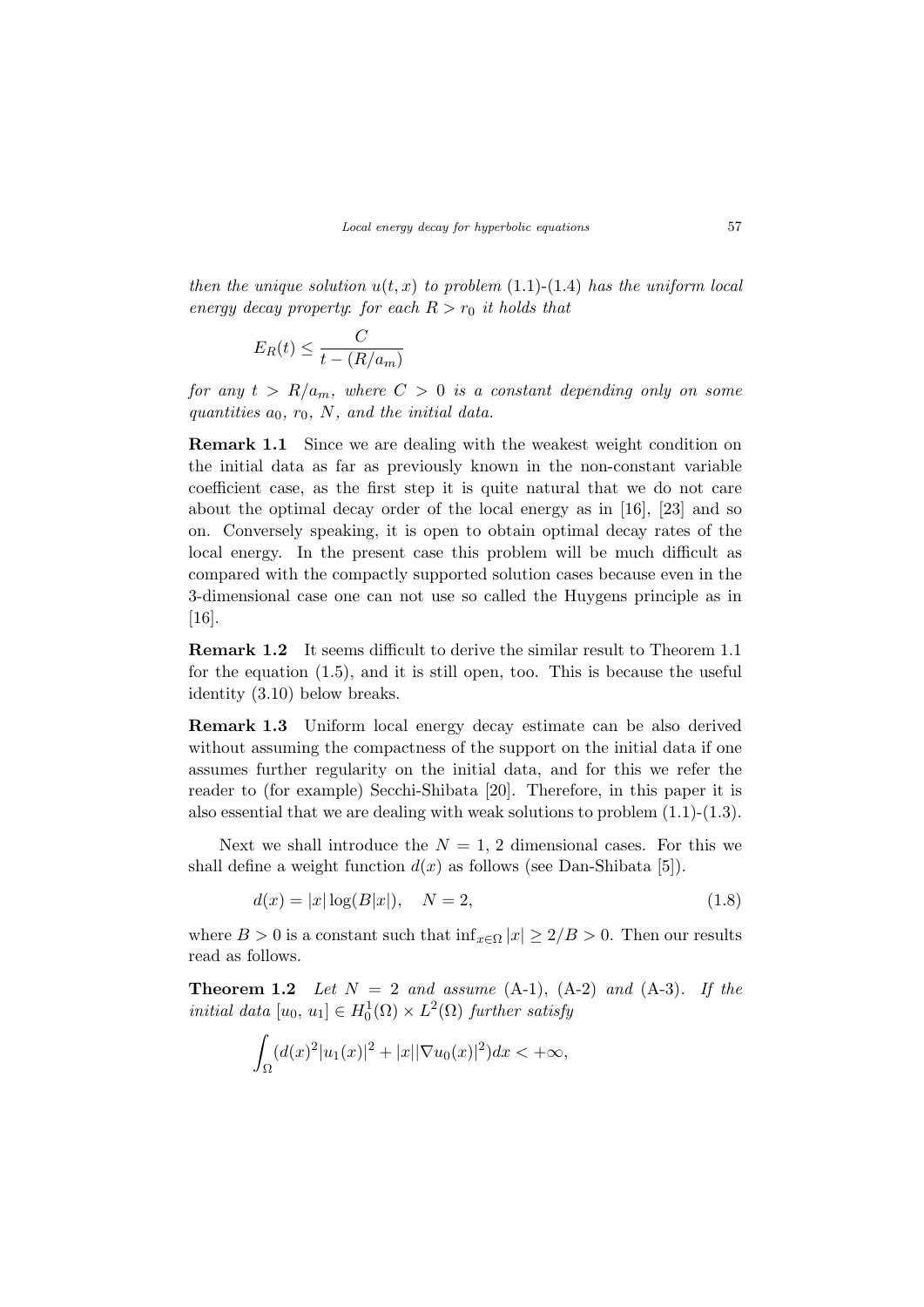*then the unique solution $u(t, x)$ to problem* (1.1)-(1.4) *has the uniform local energy decay property: for each $R > r_0$ it holds that*

$$E_R(t) \leq \frac{C}{t - (R/a_m)}$$

*for any $t > R/a_m$, where $C > 0$ is a constant depending only on some quantities $a_0$, $r_0$, $N$, and the initial data.*

**Remark 1.1** Since we are dealing with the weakest weight condition on the initial data as far as previously known in the non-constant variable coefficient case, as the first step it is quite natural that we do not care about the optimal decay order of the local energy as in [16], [23] and so on. Conversely speaking, it is open to obtain optimal decay rates of the local energy. In the present case this problem will be much difficult as compared with the compactly supported solution cases because even in the 3-dimensional case one can not use so called the Huygens principle as in [16].

**Remark 1.2** It seems difficult to derive the similar result to Theorem 1.1 for the equation (1.5), and it is still open, too. This is because the useful identity (3.10) below breaks.

**Remark 1.3** Uniform local energy decay estimate can be also derived without assuming the compactness of the support on the initial data if one assumes further regularity on the initial data, and for this we refer the reader to (for example) Secchi-Shibata [20]. Therefore, in this paper it is also essential that we are dealing with weak solutions to problem (1.1)-(1.3).

Next we shall introduce the $N = 1, 2$ dimensional cases. For this we shall define a weight function $d(x)$ as follows (see Dan-Shibata [5]).

$$d(x) = |x| \log(B|x|), \quad N = 2, \tag{1.8}$$

where $B > 0$ is a constant such that $\inf_{x \in \Omega} |x| \geq 2/B > 0$. Then our results read as follows.

**Theorem 1.2** *Let $N = 2$ and assume* (A-1), (A-2) *and* (A-3). *If the initial data $[u_0, u_1] \in H_0^1(\Omega) \times L^2(\Omega)$ further satisfy*

$$\int_\Omega (d(x)^2 |u_1(x)|^2 + |x||\nabla u_0(x)|^2) dx < +\infty,$$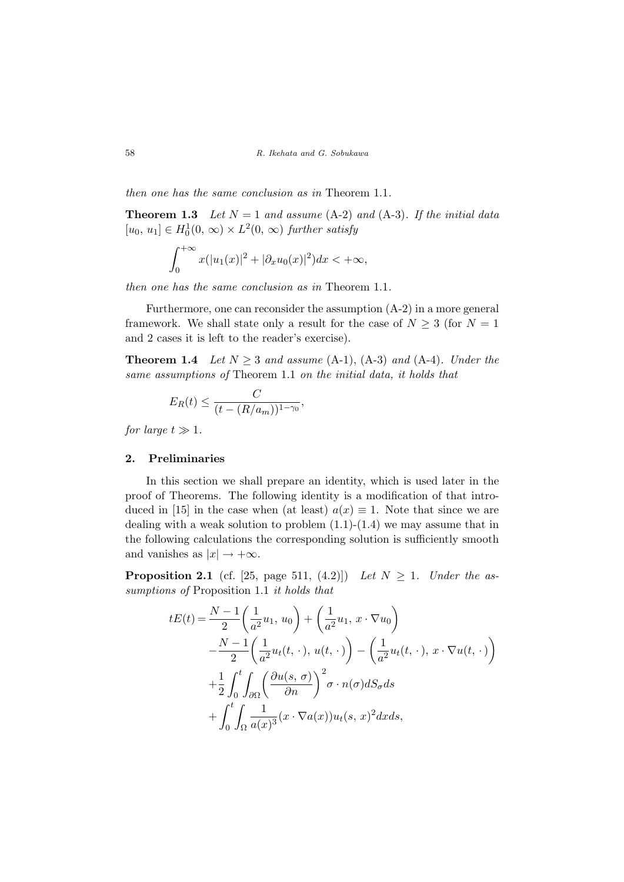*then one has the same conclusion as in* Theorem 1.1.

**Theorem 1.3** *Let $N = 1$ and assume* (A-2) *and* (A-3)*. If the initial data* $[u_0,\, u_1] \in H^1_0(0,\, \infty) \times L^2(0,\, \infty)$ *further satisfy*

$$\int_0^{+\infty} x(|u_1(x)|^2 + |\partial_x u_0(x)|^2)dx < +\infty,$$

*then one has the same conclusion as in* Theorem 1.1.

Furthermore, one can reconsider the assumption (A-2) in a more general framework. We shall state only a result for the case of $N \geq 3$ (for $N = 1$ and 2 cases it is left to the reader's exercise).

**Theorem 1.4** *Let $N \geq 3$ and assume* (A-1), (A-3) *and* (A-4)*. Under the same assumptions of* Theorem 1.1 *on the initial data, it holds that*

$$E_R(t) \leq \frac{C}{(t - (R/a_m))^{1-\gamma_0}},$$

*for large $t \gg 1$.*

## 2. Preliminaries

In this section we shall prepare an identity, which is used later in the proof of Theorems. The following identity is a modification of that introduced in [15] in the case when (at least) $a(x) \equiv 1$. Note that since we are dealing with a weak solution to problem (1.1)-(1.4) we may assume that in the following calculations the corresponding solution is sufficiently smooth and vanishes as $|x| \to +\infty$.

**Proposition 2.1** (cf. [25, page 511, (4.2)]) *Let $N \geq 1$. Under the assumptions of* Proposition 1.1 *it holds that*

$$\begin{aligned}
tE(t) = & \frac{N-1}{2}\left(\frac{1}{a^2}u_1,\, u_0\right) + \left(\frac{1}{a^2}u_1,\, x\cdot\nabla u_0\right) \\
& -\frac{N-1}{2}\left(\frac{1}{a^2}u_t(t,\,\cdot),\, u(t,\,\cdot)\right) - \left(\frac{1}{a^2}u_t(t,\,\cdot),\, x\cdot\nabla u(t,\,\cdot)\right) \\
& +\frac{1}{2}\int_0^t\int_{\partial\Omega}\left(\frac{\partial u(s,\,\sigma)}{\partial n}\right)^2 \sigma\cdot n(\sigma)dS_\sigma ds \\
& +\int_0^t\int_\Omega \frac{1}{a(x)^3}(x\cdot\nabla a(x))u_t(s,\,x)^2 dxds,
\end{aligned}$$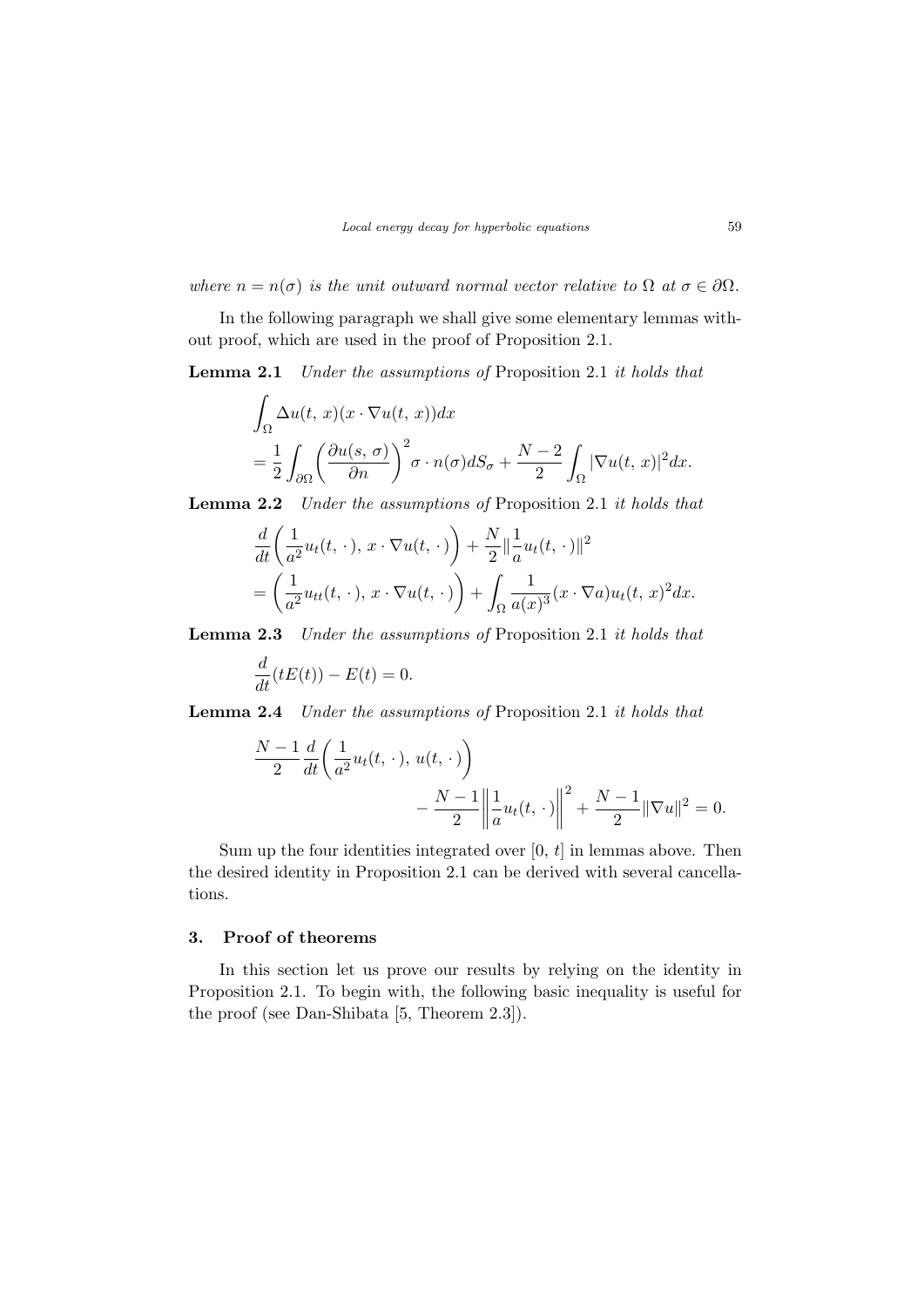*where $n = n(\sigma)$ is the unit outward normal vector relative to $\Omega$ at $\sigma \in \partial\Omega$.*

In the following paragraph we shall give some elementary lemmas without proof, which are used in the proof of Proposition 2.1.

**Lemma 2.1** *Under the assumptions of* Proposition 2.1 *it holds that*

$$\int_\Omega \Delta u(t,\, x)(x \cdot \nabla u(t,\, x))dx$$
$$= \frac{1}{2}\int_{\partial\Omega}\left(\frac{\partial u(s,\, \sigma)}{\partial n}\right)^2 \sigma \cdot n(\sigma) dS_\sigma + \frac{N-2}{2}\int_\Omega |\nabla u(t,\, x)|^2 dx.$$

**Lemma 2.2** *Under the assumptions of* Proposition 2.1 *it holds that*

$$\frac{d}{dt}\left(\frac{1}{a^2}u_t(t,\,\cdot\,),\, x \cdot \nabla u(t,\,\cdot\,)\right) + \frac{N}{2}\|\frac{1}{a}u_t(t,\,\cdot\,)\|^2$$
$$= \left(\frac{1}{a^2}u_{tt}(t,\,\cdot\,),\, x \cdot \nabla u(t,\,\cdot\,)\right) + \int_\Omega \frac{1}{a(x)^3}(x \cdot \nabla a) u_t(t,\, x)^2 dx.$$

**Lemma 2.3** *Under the assumptions of* Proposition 2.1 *it holds that*

$$\frac{d}{dt}(tE(t)) - E(t) = 0.$$

**Lemma 2.4** *Under the assumptions of* Proposition 2.1 *it holds that*

$$\frac{N-1}{2}\frac{d}{dt}\left(\frac{1}{a^2}u_t(t,\,\cdot\,),\, u(t,\,\cdot\,)\right) - \frac{N-1}{2}\left\|\frac{1}{a}u_t(t,\,\cdot\,)\right\|^2 + \frac{N-1}{2}\|\nabla u\|^2 = 0.$$

Sum up the four identities integrated over $[0,\, t]$ in lemmas above. Then the desired identity in Proposition 2.1 can be derived with several cancellations.

## 3. Proof of theorems

In this section let us prove our results by relying on the identity in Proposition 2.1. To begin with, the following basic inequality is useful for the proof (see Dan-Shibata [5, Theorem 2.3]).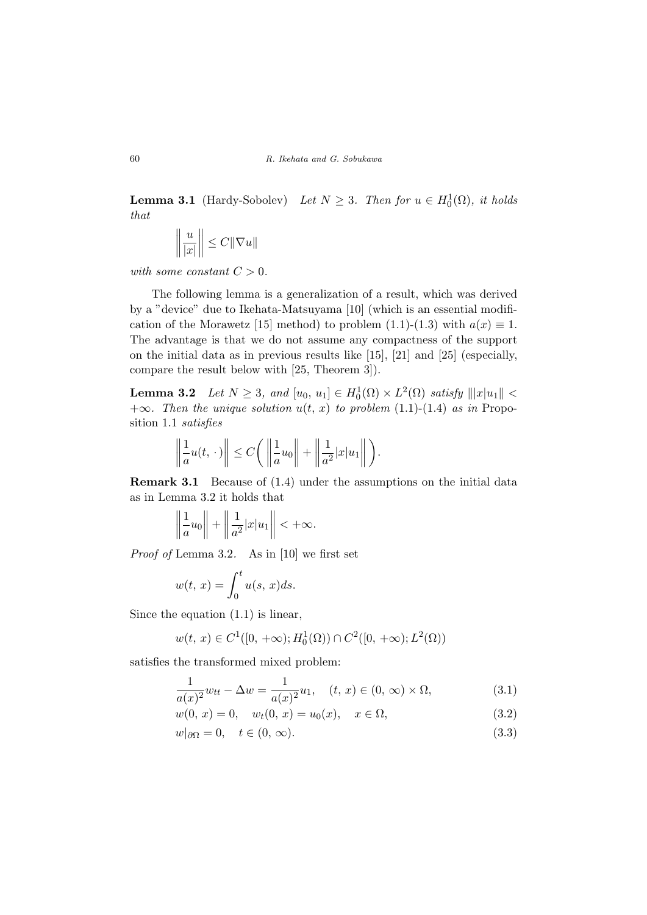**Lemma 3.1** (Hardy-Sobolev) *Let $N \geq 3$. Then for $u \in H_0^1(\Omega)$, it holds that*

$$\left\| \frac{u}{|x|} \right\| \leq C \|\nabla u\|$$

*with some constant $C > 0$.*

The following lemma is a generalization of a result, which was derived by a "device" due to Ikehata-Matsuyama [10] (which is an essential modification of the Morawetz [15] method) to problem (1.1)-(1.3) with $a(x) \equiv 1$. The advantage is that we do not assume any compactness of the support on the initial data as in previous results like [15], [21] and [25] (especially, compare the result below with [25, Theorem 3]).

**Lemma 3.2** *Let $N \geq 3$, and $[u_0,\, u_1] \in H_0^1(\Omega) \times L^2(\Omega)$ satisfy $\| |x| u_1 \| < +\infty$. Then the unique solution $u(t,\, x)$ to problem* (1.1)-(1.4) *as in* Proposition 1.1 *satisfies*

$$\left\| \frac{1}{a} u(t,\, \cdot\,) \right\| \leq C \left( \left\| \frac{1}{a} u_0 \right\| + \left\| \frac{1}{a^2} |x| u_1 \right\| \right).$$

**Remark 3.1** Because of (1.4) under the assumptions on the initial data as in Lemma 3.2 it holds that

$$\left\| \frac{1}{a} u_0 \right\| + \left\| \frac{1}{a^2} |x| u_1 \right\| < +\infty.$$

*Proof of* Lemma 3.2. As in [10] we first set

$$w(t,\, x) = \int_0^t u(s,\, x) ds.$$

Since the equation (1.1) is linear,

$$w(t,\, x) \in C^1([0,\, +\infty); H_0^1(\Omega)) \cap C^2([0,\, +\infty); L^2(\Omega))$$

satisfies the transformed mixed problem:

$$\frac{1}{a(x)^2} w_{tt} - \Delta w = \frac{1}{a(x)^2} u_1, \quad (t,\, x) \in (0,\, \infty) \times \Omega, \tag{3.1}$$

$$w(0,\, x) = 0, \quad w_t(0,\, x) = u_0(x), \quad x \in \Omega, \tag{3.2}$$

$$w|_{\partial\Omega} = 0, \quad t \in (0,\, \infty). \tag{3.3}$$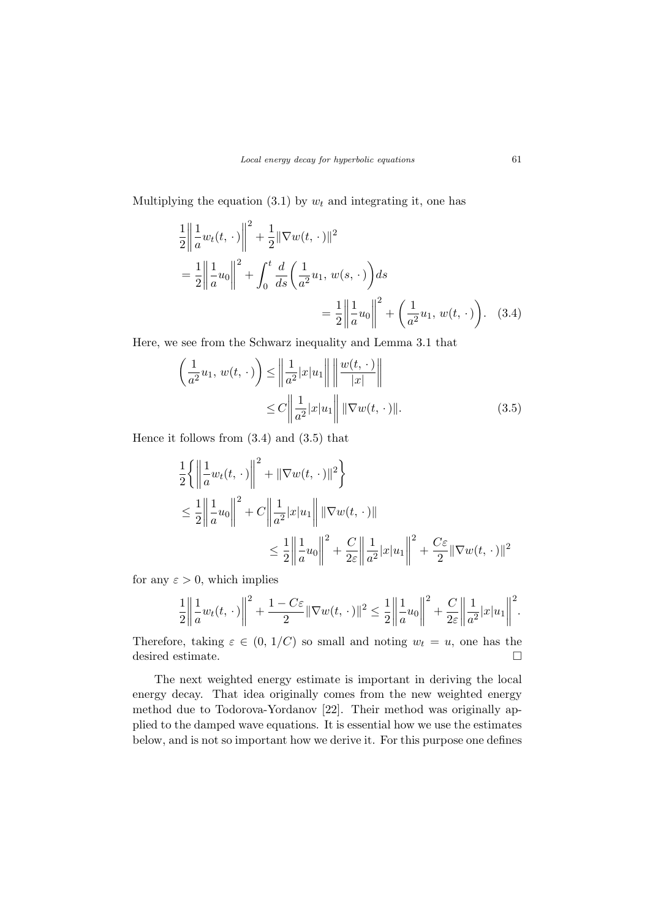Multiplying the equation (3.1) by $w_t$ and integrating it, one has

$$
\begin{aligned}
&\frac{1}{2}\left\|\frac{1}{a}w_t(t,\,\cdot\,)\right\|^2 + \frac{1}{2}\|\nabla w(t,\,\cdot\,)\|^2 \\
&= \frac{1}{2}\left\|\frac{1}{a}u_0\right\|^2 + \int_0^t \frac{d}{ds}\left(\frac{1}{a^2}u_1,\, w(s,\,\cdot\,)\right)ds \\
&\qquad\qquad = \frac{1}{2}\left\|\frac{1}{a}u_0\right\|^2 + \left(\frac{1}{a^2}u_1,\, w(t,\,\cdot\,)\right). \qquad (3.4)
\end{aligned}
$$

Here, we see from the Schwarz inequality and Lemma 3.1 that

$$
\begin{aligned}
\left(\frac{1}{a^2}u_1,\, w(t,\,\cdot\,)\right) &\le \left\|\frac{1}{a^2}|x|u_1\right\| \left\|\frac{w(t,\,\cdot\,)}{|x|}\right\| \\
&\le C\left\|\frac{1}{a^2}|x|u_1\right\| \|\nabla w(t,\,\cdot\,)\|. \qquad (3.5)
\end{aligned}
$$

Hence it follows from (3.4) and (3.5) that

$$
\begin{aligned}
&\frac{1}{2}\left\{\left\|\frac{1}{a}w_t(t,\,\cdot\,)\right\|^2 + \|\nabla w(t,\,\cdot\,)\|^2\right\} \\
&\le \frac{1}{2}\left\|\frac{1}{a}u_0\right\|^2 + C\left\|\frac{1}{a^2}|x|u_1\right\| \|\nabla w(t,\,\cdot\,)\| \\
&\qquad\qquad \le \frac{1}{2}\left\|\frac{1}{a}u_0\right\|^2 + \frac{C}{2\varepsilon}\left\|\frac{1}{a^2}|x|u_1\right\|^2 + \frac{C\varepsilon}{2}\|\nabla w(t,\,\cdot\,)\|^2
\end{aligned}
$$

for any $\varepsilon > 0$, which implies

$$
\frac{1}{2}\left\|\frac{1}{a}w_t(t,\,\cdot\,)\right\|^2 + \frac{1-C\varepsilon}{2}\|\nabla w(t,\,\cdot\,)\|^2 \le \frac{1}{2}\left\|\frac{1}{a}u_0\right\|^2 + \frac{C}{2\varepsilon}\left\|\frac{1}{a^2}|x|u_1\right\|^2.
$$

Therefore, taking $\varepsilon \in (0,\, 1/C)$ so small and noting $w_t = u$, one has the desired estimate. $\square$

The next weighted energy estimate is important in deriving the local energy decay. That idea originally comes from the new weighted energy method due to Todorova-Yordanov [22]. Their method was originally applied to the damped wave equations. It is essential how we use the estimates below, and is not so important how we derive it. For this purpose one defines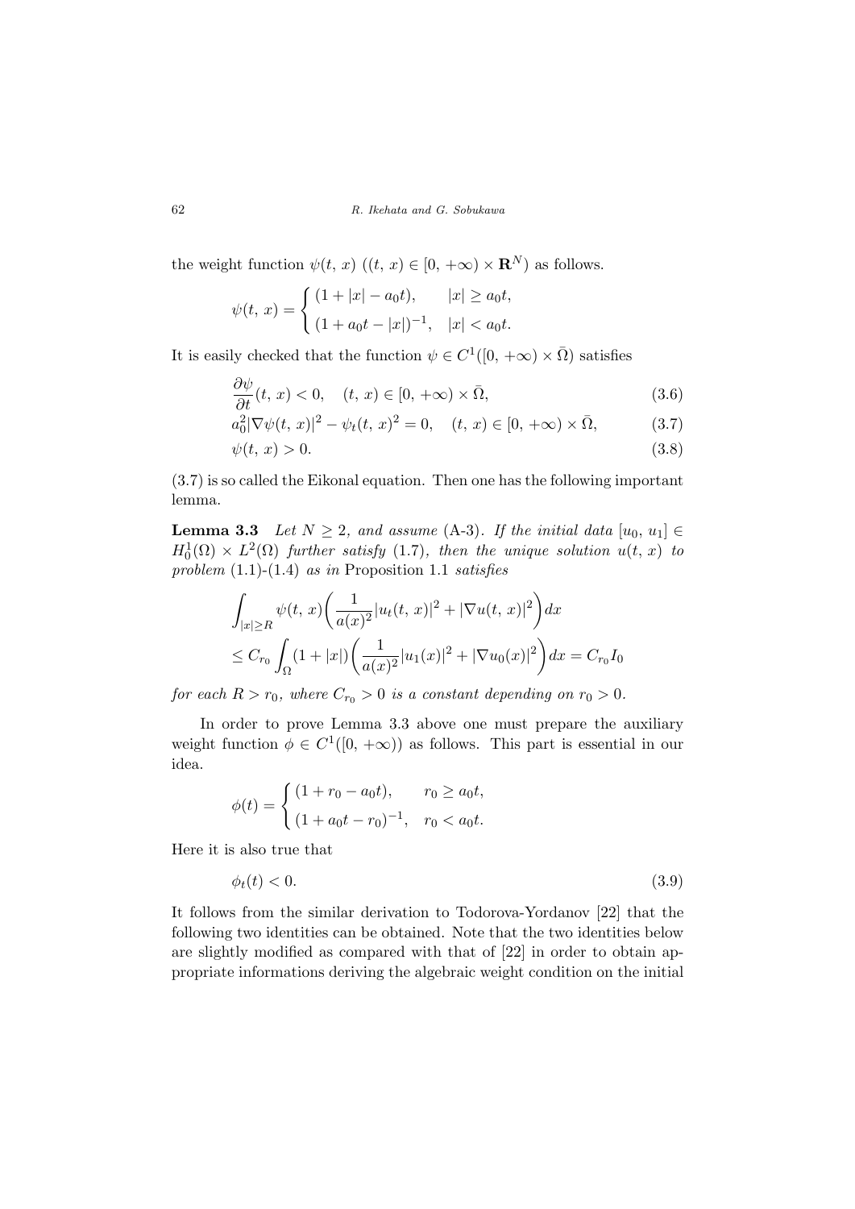the weight function $\psi(t, x)$ ($(t, x) \in [0, +\infty) \times \mathbf{R}^N$) as follows.

$$\psi(t, x) = \begin{cases} (1 + |x| - a_0 t), & |x| \geq a_0 t, \\ (1 + a_0 t - |x|)^{-1}, & |x| < a_0 t. \end{cases}$$

It is easily checked that the function $\psi \in C^1([0, +\infty) \times \bar{\Omega})$ satisfies

$$\frac{\partial \psi}{\partial t}(t, x) < 0, \quad (t, x) \in [0, +\infty) \times \bar{\Omega}, \tag{3.6}$$

$$a_0^2 |\nabla \psi(t, x)|^2 - \psi_t(t, x)^2 = 0, \quad (t, x) \in [0, +\infty) \times \bar{\Omega}, \tag{3.7}$$

$$\psi(t, x) > 0. \tag{3.8}$$

(3.7) is so called the Eikonal equation. Then one has the following important lemma.

**Lemma 3.3** *Let $N \geq 2$, and assume* (A-3). *If the initial data $[u_0, u_1] \in H_0^1(\Omega) \times L^2(\Omega)$ further satisfy* (1.7), *then the unique solution $u(t, x)$ to problem* (1.1)-(1.4) *as in* Proposition 1.1 *satisfies*

$$\int_{|x| \geq R} \psi(t, x) \left( \frac{1}{a(x)^2} |u_t(t, x)|^2 + |\nabla u(t, x)|^2 \right) dx$$
$$\leq C_{r_0} \int_{\Omega} (1 + |x|) \left( \frac{1}{a(x)^2} |u_1(x)|^2 + |\nabla u_0(x)|^2 \right) dx = C_{r_0} I_0$$

*for each $R > r_0$, where $C_{r_0} > 0$ is a constant depending on $r_0 > 0$.*

In order to prove Lemma 3.3 above one must prepare the auxiliary weight function $\phi \in C^1([0, +\infty))$ as follows. This part is essential in our idea.

$$\phi(t) = \begin{cases} (1 + r_0 - a_0 t), & r_0 \geq a_0 t, \\ (1 + a_0 t - r_0)^{-1}, & r_0 < a_0 t. \end{cases}$$

Here it is also true that

$$\phi_t(t) < 0. \tag{3.9}$$

It follows from the similar derivation to Todorova-Yordanov [22] that the following two identities can be obtained. Note that the two identities below are slightly modified as compared with that of [22] in order to obtain appropriate informations deriving the algebraic weight condition on the initial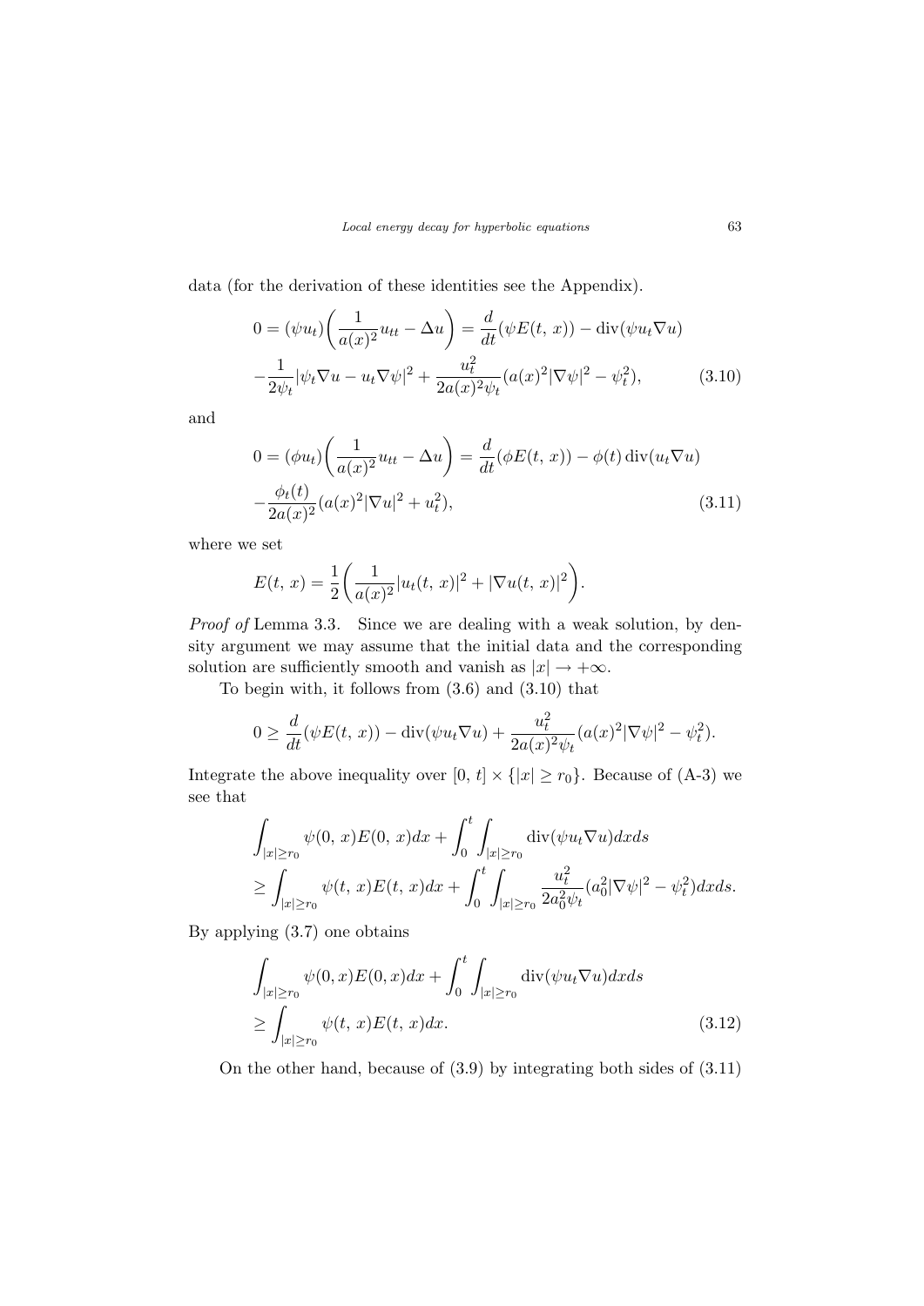data (for the derivation of these identities see the Appendix).

$$
\begin{aligned}
0 = (\psi u_t)\bigg(\frac{1}{a(x)^2}u_{tt} - \Delta u\bigg) &= \frac{d}{dt}(\psi E(t,\, x)) - \operatorname{div}(\psi u_t \nabla u) \\
-\frac{1}{2\psi_t}|\psi_t \nabla u - u_t \nabla \psi|^2 &+ \frac{u_t^2}{2a(x)^2\psi_t}(a(x)^2|\nabla\psi|^2 - \psi_t^2),
\end{aligned}
\tag{3.10}
$$

and

$$
\begin{aligned}
0 = (\phi u_t)\bigg(\frac{1}{a(x)^2}u_{tt} - \Delta u\bigg) &= \frac{d}{dt}(\phi E(t,\, x)) - \phi(t)\operatorname{div}(u_t \nabla u) \\
-\frac{\phi_t(t)}{2a(x)^2}(a(x)^2|\nabla u|^2 + u_t^2),
\end{aligned}
\tag{3.11}
$$

where we set

$$
E(t,\, x) = \frac{1}{2}\bigg(\frac{1}{a(x)^2}|u_t(t,\, x)|^2 + |\nabla u(t,\, x)|^2\bigg).
$$

*Proof of* Lemma 3.3. Since we are dealing with a weak solution, by density argument we may assume that the initial data and the corresponding solution are sufficiently smooth and vanish as $|x| \to +\infty$.

To begin with, it follows from (3.6) and (3.10) that

$$
0 \geq \frac{d}{dt}(\psi E(t,\, x)) - \operatorname{div}(\psi u_t \nabla u) + \frac{u_t^2}{2a(x)^2\psi_t}(a(x)^2|\nabla\psi|^2 - \psi_t^2).
$$

Integrate the above inequality over $[0,\, t] \times \{|x| \geq r_0\}$. Because of (A-3) we see that

$$
\begin{aligned}
&\int_{|x|\geq r_0} \psi(0,\, x)E(0,\, x)dx + \int_0^t \int_{|x|\geq r_0} \operatorname{div}(\psi u_t \nabla u)dxds \\
&\geq \int_{|x|\geq r_0} \psi(t,\, x)E(t,\, x)dx + \int_0^t \int_{|x|\geq r_0} \frac{u_t^2}{2a_0^2\psi_t}(a_0^2|\nabla\psi|^2 - \psi_t^2)dxds.
\end{aligned}
$$

By applying (3.7) one obtains

$$
\begin{aligned}
&\int_{|x|\geq r_0} \psi(0, x)E(0, x)dx + \int_0^t \int_{|x|\geq r_0} \operatorname{div}(\psi u_t \nabla u)dxds \\
&\geq \int_{|x|\geq r_0} \psi(t,\, x)E(t,\, x)dx.
\end{aligned}
\tag{3.12}
$$

On the other hand, because of (3.9) by integrating both sides of (3.11)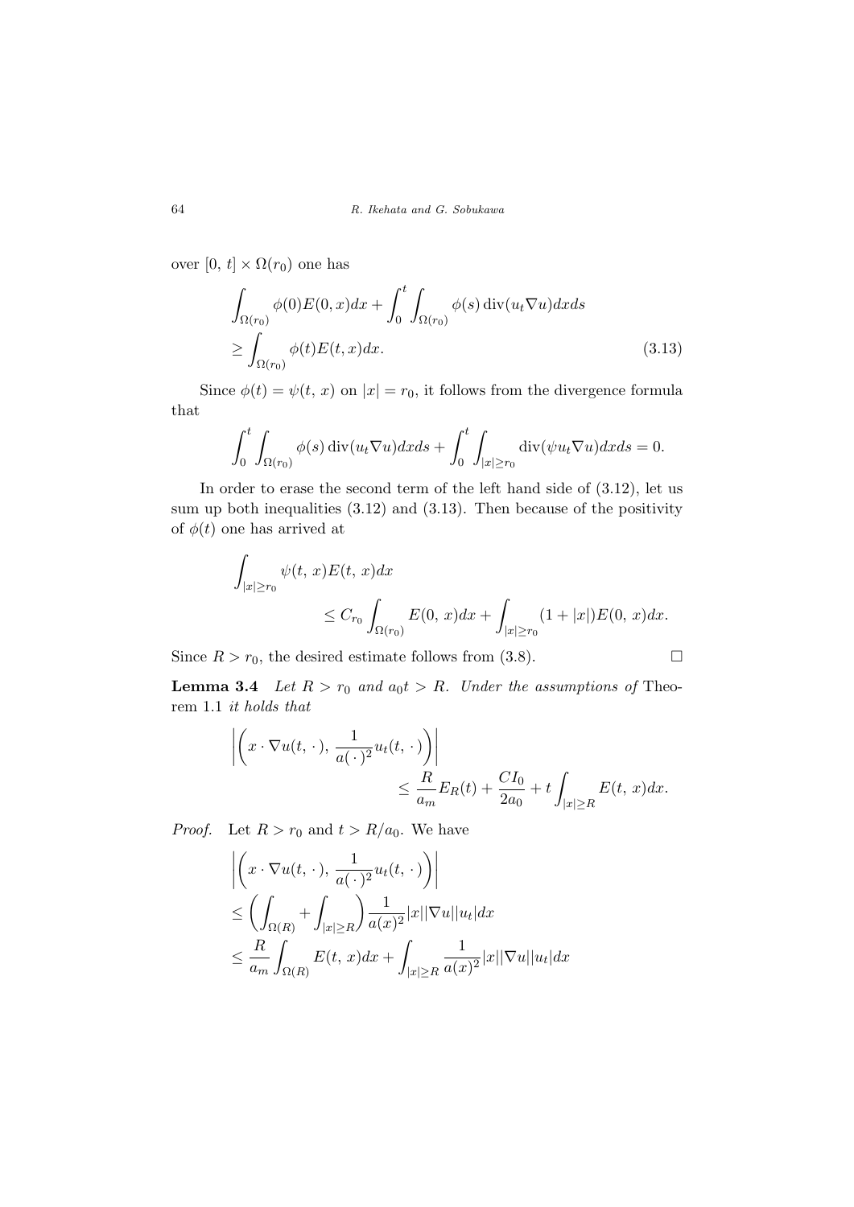over $[0,\, t] \times \Omega(r_0)$ one has

$$\int_{\Omega(r_0)} \phi(0) E(0, x) dx + \int_0^t \int_{\Omega(r_0)} \phi(s) \operatorname{div}(u_t \nabla u) dx ds \\ \geq \int_{\Omega(r_0)} \phi(t) E(t, x) dx. \tag{3.13}$$

Since $\phi(t) = \psi(t,\, x)$ on $|x| = r_0$, it follows from the divergence formula that

$$\int_0^t \int_{\Omega(r_0)} \phi(s) \operatorname{div}(u_t \nabla u) dx ds + \int_0^t \int_{|x| \geq r_0} \operatorname{div}(\psi u_t \nabla u) dx ds = 0.$$

In order to erase the second term of the left hand side of (3.12), let us sum up both inequalities (3.12) and (3.13). Then because of the positivity of $\phi(t)$ one has arrived at

$$\int_{|x| \geq r_0} \psi(t,\, x) E(t,\, x) dx \\ \leq C_{r_0} \int_{\Omega(r_0)} E(0,\, x) dx + \int_{|x| \geq r_0} (1 + |x|) E(0,\, x) dx.$$

Since $R > r_0$, the desired estimate follows from (3.8). □

**Lemma 3.4** *Let $R > r_0$ and $a_0 t > R$. Under the assumptions of* Theorem 1.1 *it holds that*

$$\left| \left( x \cdot \nabla u(t,\, \cdot),\, \frac{1}{a(\,\cdot\,)^2} u_t(t,\, \cdot) \right) \right| \\ \leq \frac{R}{a_m} E_R(t) + \frac{C I_0}{2 a_0} + t \int_{|x| \geq R} E(t,\, x) dx.$$

*Proof.* Let $R > r_0$ and $t > R/a_0$. We have

$$\left| \left( x \cdot \nabla u(t,\, \cdot),\, \frac{1}{a(\,\cdot\,)^2} u_t(t,\, \cdot) \right) \right| \\ \leq \left( \int_{\Omega(R)} + \int_{|x| \geq R} \right) \frac{1}{a(x)^2} |x| |\nabla u| |u_t| dx \\ \leq \frac{R}{a_m} \int_{\Omega(R)} E(t,\, x) dx + \int_{|x| \geq R} \frac{1}{a(x)^2} |x| |\nabla u| |u_t| dx$$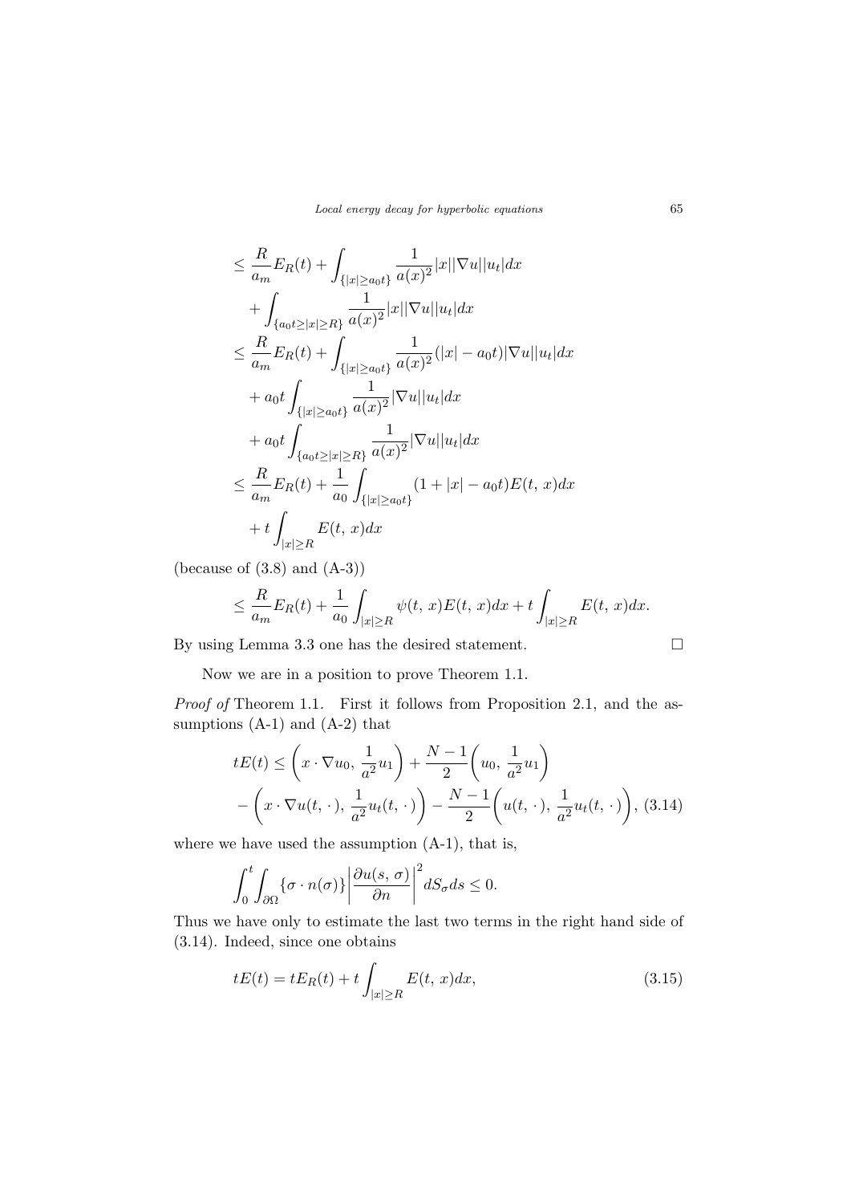$$
\begin{aligned}
&\le \frac{R}{a_m} E_R(t) + \int_{\{|x| \ge a_0 t\}} \frac{1}{a(x)^2} |x||\nabla u||u_t| dx \\
&\quad + \int_{\{a_0 t \ge |x| \ge R\}} \frac{1}{a(x)^2} |x||\nabla u||u_t| dx \\
&\le \frac{R}{a_m} E_R(t) + \int_{\{|x| \ge a_0 t\}} \frac{1}{a(x)^2} (|x| - a_0 t)|\nabla u||u_t| dx \\
&\quad + a_0 t \int_{\{|x| \ge a_0 t\}} \frac{1}{a(x)^2} |\nabla u||u_t| dx \\
&\quad + a_0 t \int_{\{a_0 t \ge |x| \ge R\}} \frac{1}{a(x)^2} |\nabla u||u_t| dx \\
&\le \frac{R}{a_m} E_R(t) + \frac{1}{a_0} \int_{\{|x| \ge a_0 t\}} (1 + |x| - a_0 t) E(t,\, x) dx \\
&\quad + t \int_{|x| \ge R} E(t,\, x) dx
\end{aligned}
$$

(because of (3.8) and (A-3))

$$
\le \frac{R}{a_m} E_R(t) + \frac{1}{a_0} \int_{|x| \ge R} \psi(t,\, x) E(t,\, x) dx + t \int_{|x| \ge R} E(t,\, x) dx.
$$

By using Lemma 3.3 one has the desired statement. □

Now we are in a position to prove Theorem 1.1.

*Proof of* Theorem 1.1. First it follows from Proposition 2.1, and the assumptions (A-1) and (A-2) that

$$
\begin{aligned}
tE(t) &\le \left( x \cdot \nabla u_0,\, \frac{1}{a^2} u_1 \right) + \frac{N-1}{2} \left( u_0,\, \frac{1}{a^2} u_1 \right) \\
&\quad - \left( x \cdot \nabla u(t,\, \cdot),\, \frac{1}{a^2} u_t(t,\, \cdot) \right) - \frac{N-1}{2} \left( u(t,\, \cdot),\, \frac{1}{a^2} u_t(t,\, \cdot) \right), \quad (3.14)
\end{aligned}
$$

where we have used the assumption (A-1), that is,

$$
\int_0^t \int_{\partial\Omega} \{\sigma \cdot n(\sigma)\} \left| \frac{\partial u(s,\, \sigma)}{\partial n} \right|^2 dS_\sigma ds \le 0.
$$

Thus we have only to estimate the last two terms in the right hand side of (3.14). Indeed, since one obtains

$$
tE(t) = tE_R(t) + t \int_{|x| \ge R} E(t,\, x) dx, \quad (3.15)
$$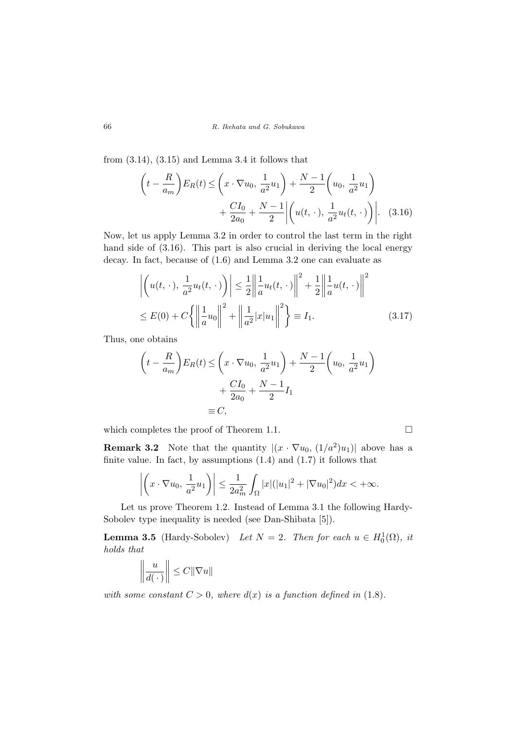from (3.14), (3.15) and Lemma 3.4 it follows that

$$\left(t - \frac{R}{a_m}\right)E_R(t) \le \left(x \cdot \nabla u_0,\, \frac{1}{a^2}u_1\right) + \frac{N-1}{2}\left(u_0,\, \frac{1}{a^2}u_1\right) + \frac{CI_0}{2a_0} + \frac{N-1}{2}\left|\left(u(t,\,\cdot),\, \frac{1}{a^2}u_t(t,\,\cdot)\right)\right|. \quad (3.16)$$

Now, let us apply Lemma 3.2 in order to control the last term in the right hand side of (3.16). This part is also crucial in deriving the local energy decay. In fact, because of (1.6) and Lemma 3.2 one can evaluate as

$$\left|\left(u(t,\,\cdot),\, \frac{1}{a^2}u_t(t,\,\cdot)\right)\right| \le \frac{1}{2}\left\|\frac{1}{a}u_t(t,\,\cdot)\right\|^2 + \frac{1}{2}\left\|\frac{1}{a}u(t,\,\cdot)\right\|^2$$
$$\le E(0) + C\left\{\left\|\frac{1}{a}u_0\right\|^2 + \left\|\frac{1}{a^2}|x|u_1\right\|^2\right\} \equiv I_1. \quad (3.17)$$

Thus, one obtains

$$\left(t - \frac{R}{a_m}\right)E_R(t) \le \left(x \cdot \nabla u_0,\, \frac{1}{a^2}u_1\right) + \frac{N-1}{2}\left(u_0,\, \frac{1}{a^2}u_1\right) + \frac{CI_0}{2a_0} + \frac{N-1}{2}I_1 \equiv C,$$

which completes the proof of Theorem 1.1. □

**Remark 3.2** Note that the quantity $|(x \cdot \nabla u_0,\, (1/a^2)u_1)|$ above has a finite value. In fact, by assumptions (1.4) and (1.7) it follows that

$$\left|\left(x \cdot \nabla u_0,\, \frac{1}{a^2}u_1\right)\right| \le \frac{1}{2a_m^2}\int_\Omega |x|(|u_1|^2 + |\nabla u_0|^2)dx < +\infty.$$

Let us prove Theorem 1.2. Instead of Lemma 3.1 the following Hardy-Sobolev type inequality is needed (see Dan-Shibata [5]).

**Lemma 3.5** (Hardy-Sobolev) *Let $N = 2$. Then for each $u \in H_0^1(\Omega)$, it holds that*

$$\left\|\frac{u}{d(\,\cdot\,)}\right\| \le C\|\nabla u\|$$

*with some constant $C > 0$, where $d(x)$ is a function defined in* (1.8).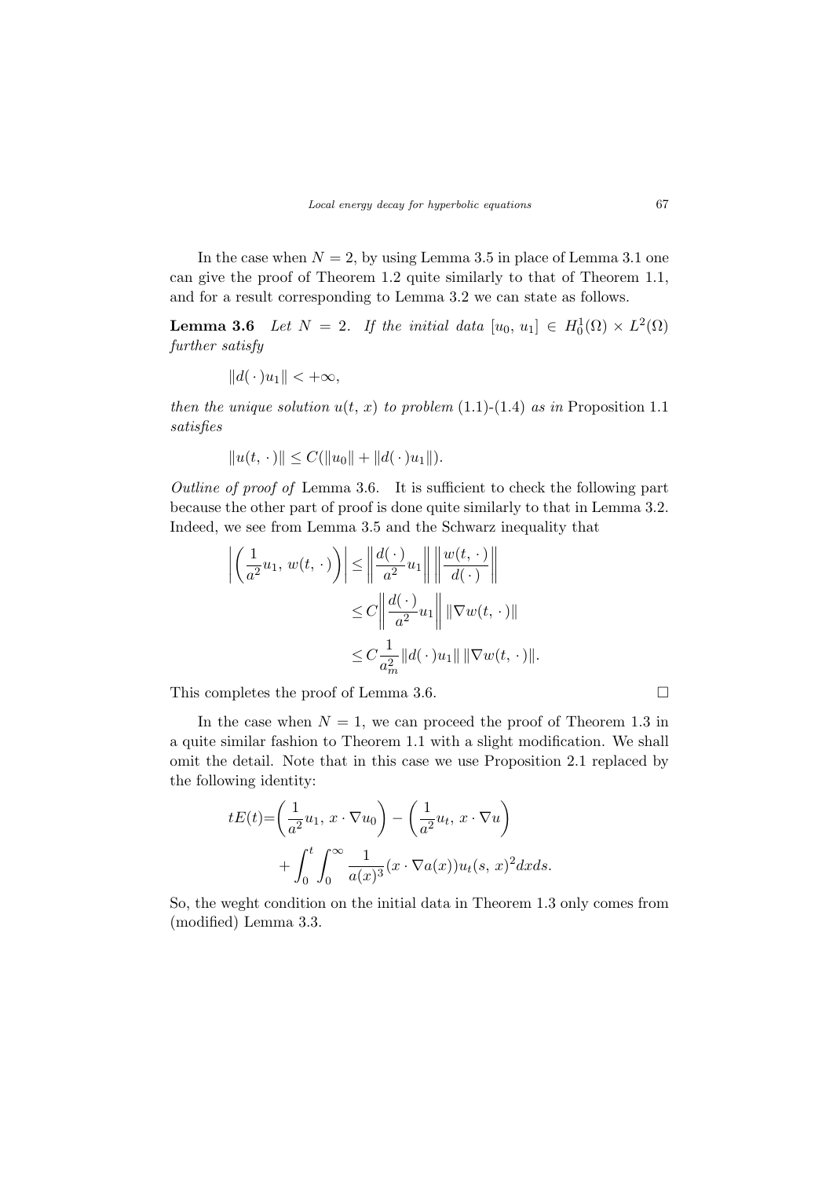In the case when $N = 2$, by using Lemma 3.5 in place of Lemma 3.1 one can give the proof of Theorem 1.2 quite similarly to that of Theorem 1.1, and for a result corresponding to Lemma 3.2 we can state as follows.

**Lemma 3.6** *Let $N = 2$. If the initial data $[u_0, u_1] \in H_0^1(\Omega) \times L^2(\Omega)$ further satisfy*

$$\|d(\,\cdot\,)u_1\| < +\infty,$$

*then the unique solution $u(t, x)$ to problem* (1.1)-(1.4) *as in* Proposition 1.1 *satisfies*

$$\|u(t,\,\cdot\,)\| \leq C(\|u_0\| + \|d(\,\cdot\,)u_1\|).$$

*Outline of proof of* Lemma 3.6. It is sufficient to check the following part because the other part of proof is done quite similarly to that in Lemma 3.2. Indeed, we see from Lemma 3.5 and the Schwarz inequality that

$$\begin{aligned}
\left|\left(\frac{1}{a^2}u_1,\, w(t,\,\cdot\,)\right)\right| &\leq \left\|\frac{d(\,\cdot\,)}{a^2}u_1\right\| \left\|\frac{w(t,\,\cdot\,)}{d(\,\cdot\,)}\right\| \\
&\leq C\left\|\frac{d(\,\cdot\,)}{a^2}u_1\right\| \|\nabla w(t,\,\cdot\,)\| \\
&\leq C\frac{1}{a_m^2}\|d(\,\cdot\,)u_1\|\,\|\nabla w(t,\,\cdot\,)\|.
\end{aligned}$$

This completes the proof of Lemma 3.6. $\square$

In the case when $N = 1$, we can proceed the proof of Theorem 1.3 in a quite similar fashion to Theorem 1.1 with a slight modification. We shall omit the detail. Note that in this case we use Proposition 2.1 replaced by the following identity:

$$\begin{aligned}
tE(t) = &\left(\frac{1}{a^2}u_1,\, x\cdot\nabla u_0\right) - \left(\frac{1}{a^2}u_t,\, x\cdot\nabla u\right) \\
&+ \int_0^t \int_0^\infty \frac{1}{a(x)^3}(x\cdot\nabla a(x))u_t(s,\,x)^2 dx ds.
\end{aligned}$$

So, the weght condition on the initial data in Theorem 1.3 only comes from (modified) Lemma 3.3.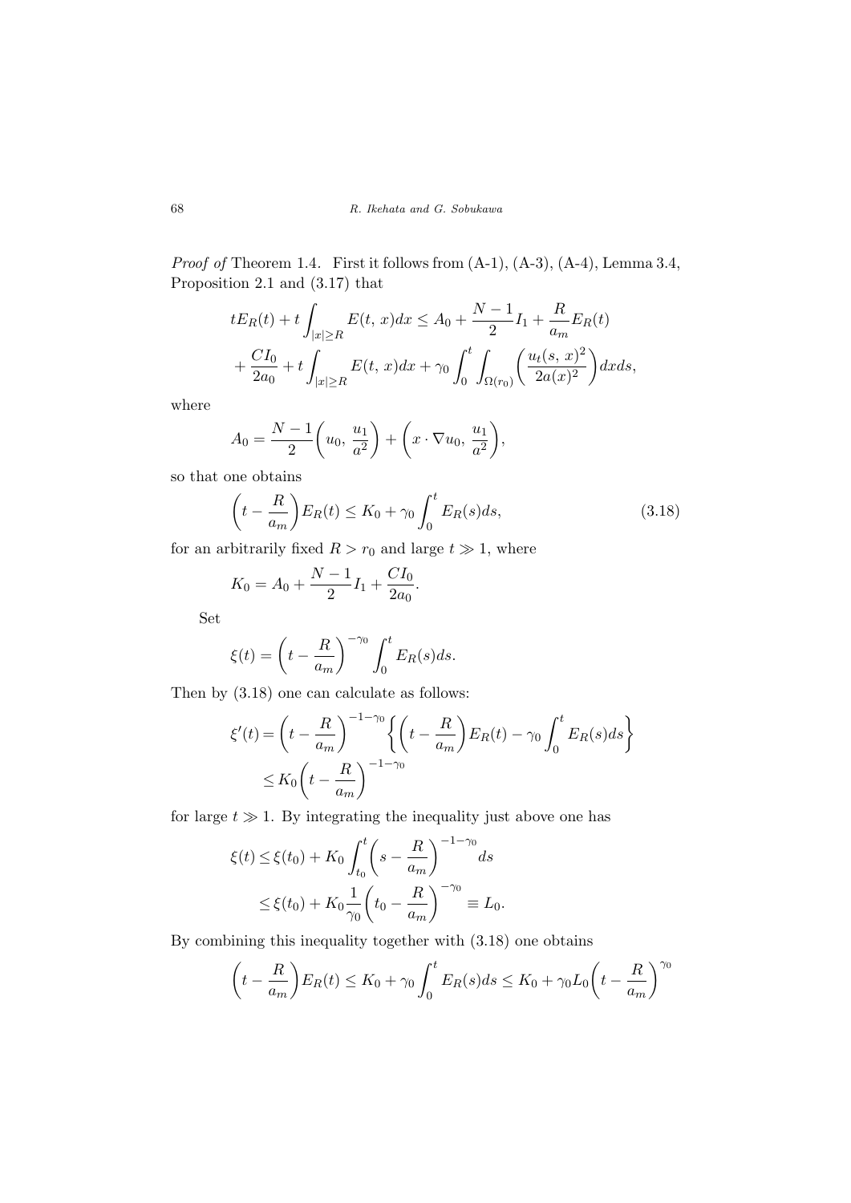*Proof of* Theorem 1.4. First it follows from (A-1), (A-3), (A-4), Lemma 3.4, Proposition 2.1 and (3.17) that

$$
\begin{aligned}
&tE_R(t) + t\int_{|x|\geq R} E(t,\,x)dx \leq A_0 + \frac{N-1}{2}I_1 + \frac{R}{a_m}E_R(t) \\
&+ \frac{CI_0}{2a_0} + t\int_{|x|\geq R} E(t,\,x)dx + \gamma_0 \int_0^t \int_{\Omega(r_0)} \left(\frac{u_t(s,\,x)^2}{2a(x)^2}\right)dxds,
\end{aligned}
$$

where

$$
A_0 = \frac{N-1}{2}\left(u_0,\, \frac{u_1}{a^2}\right) + \left(x\cdot\nabla u_0,\, \frac{u_1}{a^2}\right),
$$

so that one obtains

$$
\left(t - \frac{R}{a_m}\right)E_R(t) \leq K_0 + \gamma_0 \int_0^t E_R(s)ds, \tag{3.18}
$$

for an arbitrarily fixed $R > r_0$ and large $t \gg 1$, where

$$
K_0 = A_0 + \frac{N-1}{2}I_1 + \frac{CI_0}{2a_0}.
$$

Set

$$
\xi(t) = \left(t - \frac{R}{a_m}\right)^{-\gamma_0} \int_0^t E_R(s)ds.
$$

Then by (3.18) one can calculate as follows:

$$
\begin{aligned}
\xi'(t) &= \left(t - \frac{R}{a_m}\right)^{-1-\gamma_0} \left\{ \left(t - \frac{R}{a_m}\right)E_R(t) - \gamma_0 \int_0^t E_R(s)ds \right\} \\
&\leq K_0 \left(t - \frac{R}{a_m}\right)^{-1-\gamma_0}
\end{aligned}
$$

for large $t \gg 1$. By integrating the inequality just above one has

$$
\begin{aligned}
\xi(t) &\leq \xi(t_0) + K_0 \int_{t_0}^t \left(s - \frac{R}{a_m}\right)^{-1-\gamma_0} ds \\
&\leq \xi(t_0) + K_0 \frac{1}{\gamma_0}\left(t_0 - \frac{R}{a_m}\right)^{-\gamma_0} \equiv L_0.
\end{aligned}
$$

By combining this inequality together with (3.18) one obtains

$$
\left(t - \frac{R}{a_m}\right)E_R(t) \leq K_0 + \gamma_0 \int_0^t E_R(s)ds \leq K_0 + \gamma_0 L_0 \left(t - \frac{R}{a_m}\right)^{\gamma_0}
$$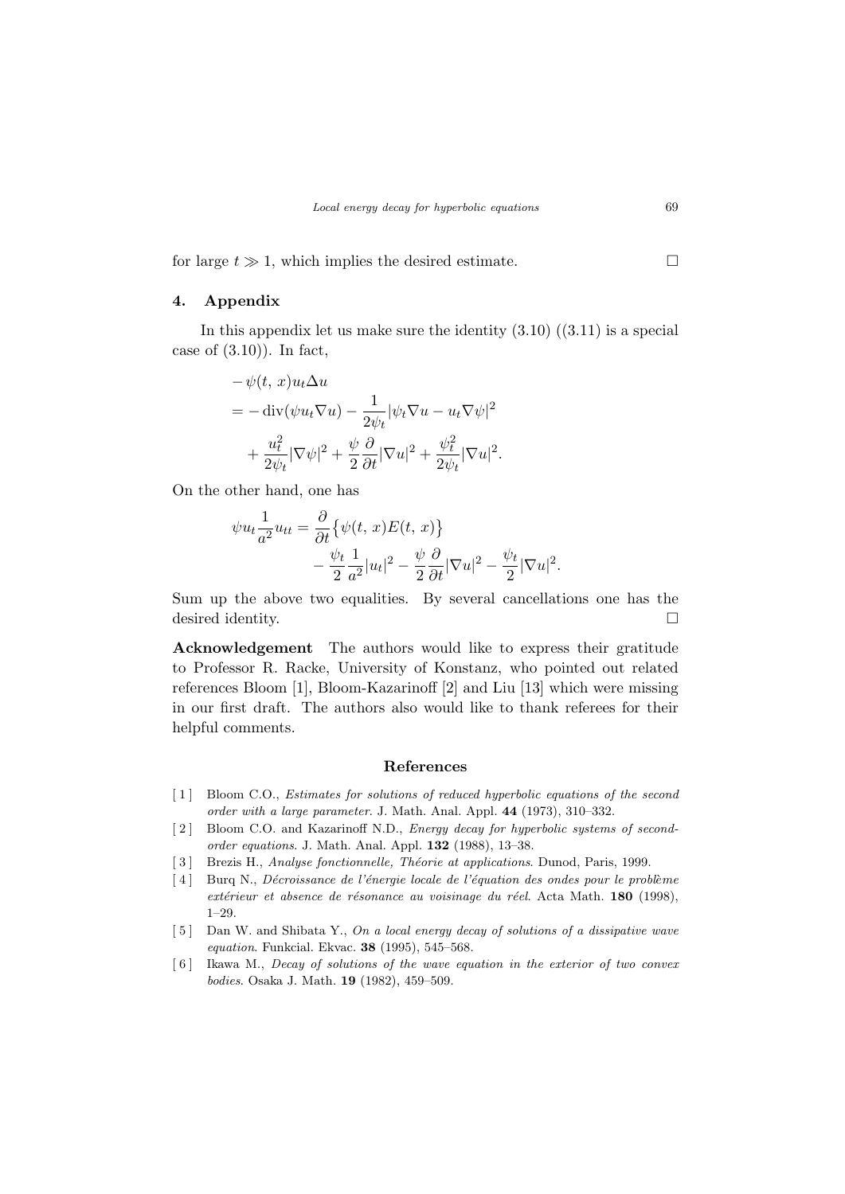for large $t \gg 1$, which implies the desired estimate. $\square$

## 4. Appendix

In this appendix let us make sure the identity (3.10) ((3.11) is a special case of (3.10)). In fact,

$$
\begin{aligned}
&-\psi(t, x) u_t \Delta u \\
&= -\operatorname{div}(\psi u_t \nabla u) - \frac{1}{2\psi_t} |\psi_t \nabla u - u_t \nabla \psi|^2 \\
&\quad + \frac{u_t^2}{2\psi_t} |\nabla \psi|^2 + \frac{\psi}{2} \frac{\partial}{\partial t} |\nabla u|^2 + \frac{\psi_t^2}{2\psi_t} |\nabla u|^2.
\end{aligned}
$$

On the other hand, one has

$$
\begin{aligned}
\psi u_t \frac{1}{a^2} u_{tt} = \frac{\partial}{\partial t} \big\{ \psi(t, x) E(t, x) \big\} \\
- \frac{\psi_t}{2} \frac{1}{a^2} |u_t|^2 - \frac{\psi}{2} \frac{\partial}{\partial t} |\nabla u|^2 - \frac{\psi_t}{2} |\nabla u|^2.
\end{aligned}
$$

Sum up the above two equalities. By several cancellations one has the desired identity. $\square$

**Acknowledgement** The authors would like to express their gratitude to Professor R. Racke, University of Konstanz, who pointed out related references Bloom [1], Bloom-Kazarinoff [2] and Liu [13] which were missing in our first draft. The authors also would like to thank referees for their helpful comments.

## References

[1] Bloom C.O., *Estimates for solutions of reduced hyperbolic equations of the second order with a large parameter*. J. Math. Anal. Appl. **44** (1973), 310–332.

[2] Bloom C.O. and Kazarinoff N.D., *Energy decay for hyperbolic systems of second-order equations*. J. Math. Anal. Appl. **132** (1988), 13–38.

[3] Brezis H., *Analyse fonctionnelle, Théorie at applications*. Dunod, Paris, 1999.

[4] Burq N., *Décroissance de l'énergie locale de l'équation des ondes pour le problème extérieur et absence de résonance au voisinage du réel*. Acta Math. **180** (1998), 1–29.

[5] Dan W. and Shibata Y., *On a local energy decay of solutions of a dissipative wave equation*. Funkcial. Ekvac. **38** (1995), 545–568.

[6] Ikawa M., *Decay of solutions of the wave equation in the exterior of two convex bodies*. Osaka J. Math. **19** (1982), 459–509.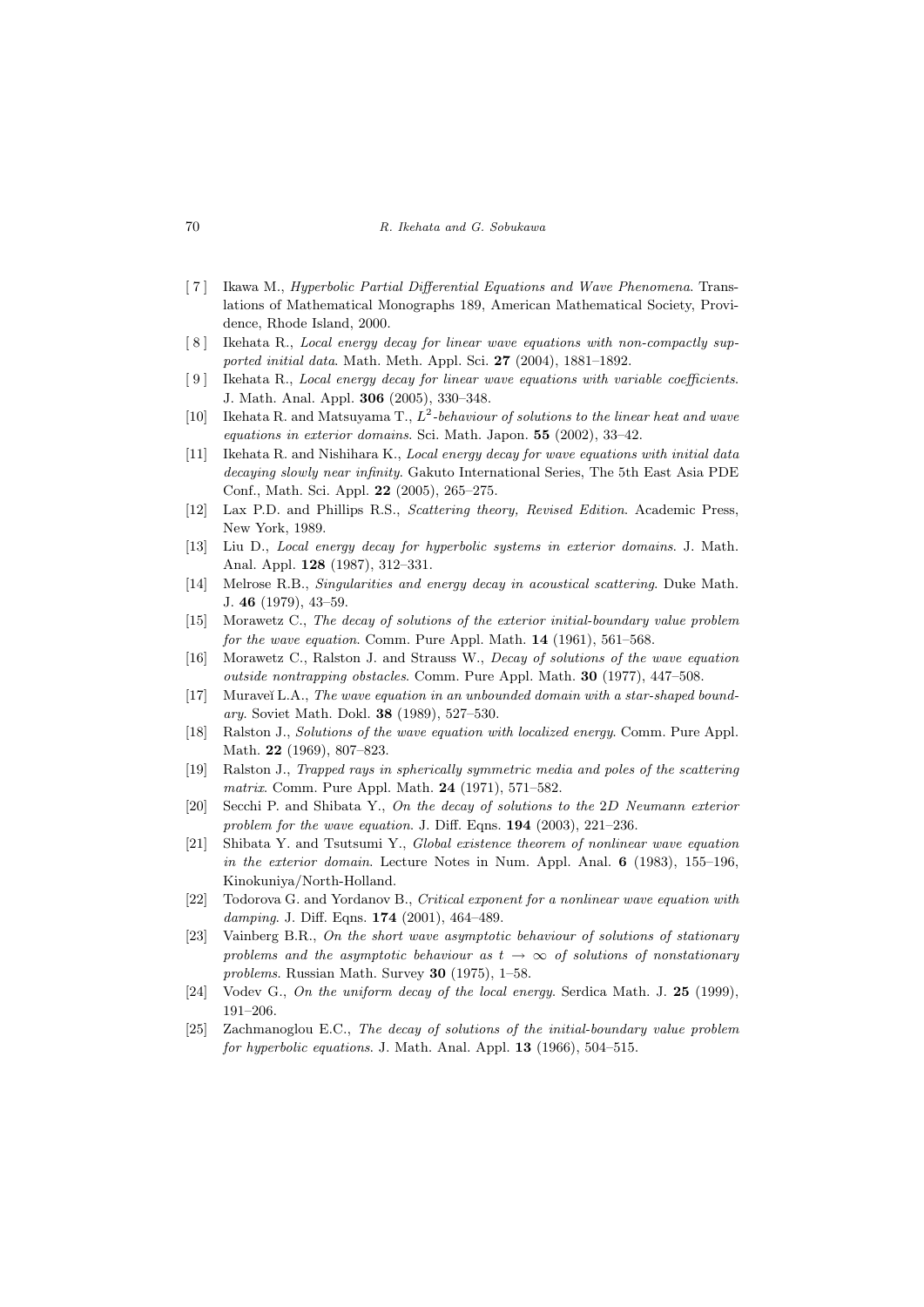- [ 7 ] Ikawa M., *Hyperbolic Partial Differential Equations and Wave Phenomena*. Translations of Mathematical Monographs 189, American Mathematical Society, Providence, Rhode Island, 2000.
- [ 8 ] Ikehata R., *Local energy decay for linear wave equations with non-compactly supported initial data*. Math. Meth. Appl. Sci. **27** (2004), 1881–1892.
- [ 9 ] Ikehata R., *Local energy decay for linear wave equations with variable coefficients*. J. Math. Anal. Appl. **306** (2005), 330–348.
- [10] Ikehata R. and Matsuyama T., *$L^2$-behaviour of solutions to the linear heat and wave equations in exterior domains*. Sci. Math. Japon. **55** (2002), 33–42.
- [11] Ikehata R. and Nishihara K., *Local energy decay for wave equations with initial data decaying slowly near infinity*. Gakuto International Series, The 5th East Asia PDE Conf., Math. Sci. Appl. **22** (2005), 265–275.
- [12] Lax P.D. and Phillips R.S., *Scattering theory, Revised Edition*. Academic Press, New York, 1989.
- [13] Liu D., *Local energy decay for hyperbolic systems in exterior domains*. J. Math. Anal. Appl. **128** (1987), 312–331.
- [14] Melrose R.B., *Singularities and energy decay in acoustical scattering*. Duke Math. J. **46** (1979), 43–59.
- [15] Morawetz C., *The decay of solutions of the exterior initial-boundary value problem for the wave equation*. Comm. Pure Appl. Math. **14** (1961), 561–568.
- [16] Morawetz C., Ralston J. and Strauss W., *Decay of solutions of the wave equation outside nontrapping obstacles*. Comm. Pure Appl. Math. **30** (1977), 447–508.
- [17] Muraveĭ L.A., *The wave equation in an unbounded domain with a star-shaped boundary*. Soviet Math. Dokl. **38** (1989), 527–530.
- [18] Ralston J., *Solutions of the wave equation with localized energy*. Comm. Pure Appl. Math. **22** (1969), 807–823.
- [19] Ralston J., *Trapped rays in spherically symmetric media and poles of the scattering matrix*. Comm. Pure Appl. Math. **24** (1971), 571–582.
- [20] Secchi P. and Shibata Y., *On the decay of solutions to the 2D Neumann exterior problem for the wave equation*. J. Diff. Eqns. **194** (2003), 221–236.
- [21] Shibata Y. and Tsutsumi Y., *Global existence theorem of nonlinear wave equation in the exterior domain*. Lecture Notes in Num. Appl. Anal. **6** (1983), 155–196, Kinokuniya/North-Holland.
- [22] Todorova G. and Yordanov B., *Critical exponent for a nonlinear wave equation with damping*. J. Diff. Eqns. **174** (2001), 464–489.
- [23] Vainberg B.R., *On the short wave asymptotic behaviour of solutions of stationary problems and the asymptotic behaviour as $t \to \infty$ of solutions of nonstationary problems*. Russian Math. Survey **30** (1975), 1–58.
- [24] Vodev G., *On the uniform decay of the local energy*. Serdica Math. J. **25** (1999), 191–206.
- [25] Zachmanoglou E.C., *The decay of solutions of the initial-boundary value problem for hyperbolic equations*. J. Math. Anal. Appl. **13** (1966), 504–515.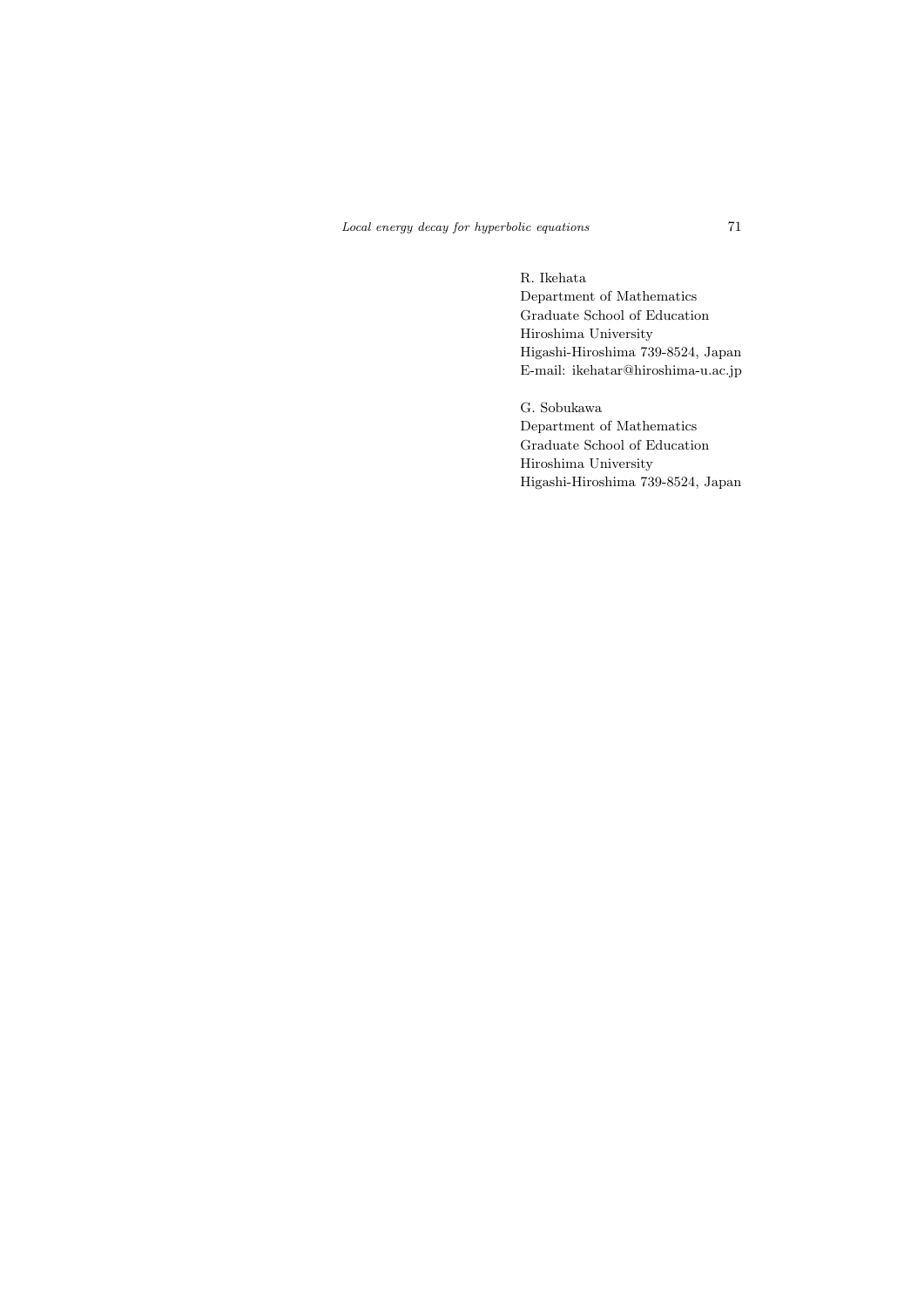R. Ikehata  
Department of Mathematics  
Graduate School of Education  
Hiroshima University  
Higashi-Hiroshima 739-8524, Japan  
E-mail: ikehatar@hiroshima-u.ac.jp

G. Sobukawa  
Department of Mathematics  
Graduate School of Education  
Hiroshima University  
Higashi-Hiroshima 739-8524, Japan